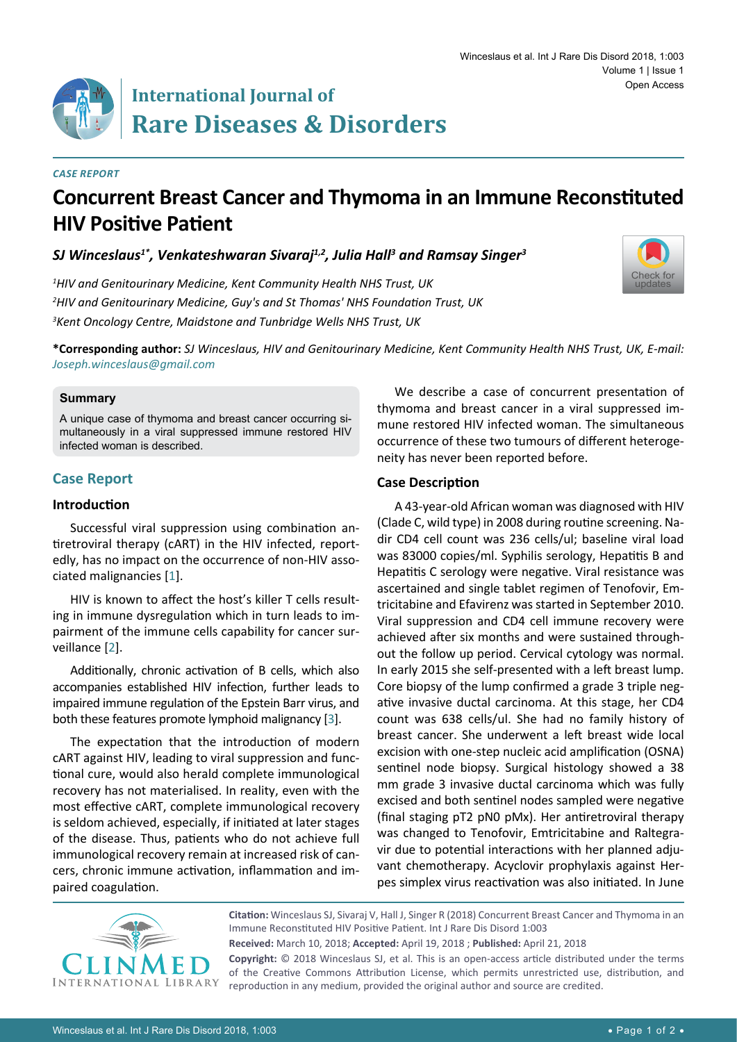# International Journal of Rare Diseases & Disorders

*CASE REPORT*

# Concurrent Breast Cancer and Thymoma in an Immune Reconstituted HIV Positive Patient

***SJ Winceslaus[1*], Venkateshwaran Sivaraj[1,2], Julia Hall[3] and Ramsay Singer[3]***

*[1]HIV and Genitourinary Medicine, Kent Community Health NHS Trust, UK*

*[2]HIV and Genitourinary Medicine, Guy's and St Thomas' NHS Foundation Trust, UK*

*[3]Kent Oncology Centre, Maidstone and Tunbridge Wells NHS Trust, UK*

**\*Corresponding author:** *SJ Winceslaus, HIV and Genitourinary Medicine, Kent Community Health NHS Trust, UK, E-mail: Joseph.winceslaus@gmail.com*

### Summary

A unique case of thymoma and breast cancer occurring simultaneously in a viral suppressed immune restored HIV infected woman is described.

## Case Report

### Introduction

Successful viral suppression using combination antiretroviral therapy (cART) in the HIV infected, reportedly, has no impact on the occurrence of non-HIV associated malignancies [1].

HIV is known to affect the host's killer T cells resulting in immune dysregulation which in turn leads to impairment of the immune cells capability for cancer surveillance [2].

Additionally, chronic activation of B cells, which also accompanies established HIV infection, further leads to impaired immune regulation of the Epstein Barr virus, and both these features promote lymphoid malignancy [3].

The expectation that the introduction of modern cART against HIV, leading to viral suppression and functional cure, would also herald complete immunological recovery has not materialised. In reality, even with the most effective cART, complete immunological recovery is seldom achieved, especially, if initiated at later stages of the disease. Thus, patients who do not achieve full immunological recovery remain at increased risk of cancers, chronic immune activation, inflammation and impaired coagulation.

We describe a case of concurrent presentation of thymoma and breast cancer in a viral suppressed immune restored HIV infected woman. The simultaneous occurrence of these two tumours of different heterogeneity has never been reported before.

### Case Description

A 43-year-old African woman was diagnosed with HIV (Clade C, wild type) in 2008 during routine screening. Nadir CD4 cell count was 236 cells/ul; baseline viral load was 83000 copies/ml. Syphilis serology, Hepatitis B and Hepatitis C serology were negative. Viral resistance was ascertained and single tablet regimen of Tenofovir, Emtricitabine and Efavirenz was started in September 2010. Viral suppression and CD4 cell immune recovery were achieved after six months and were sustained throughout the follow up period. Cervical cytology was normal. In early 2015 she self-presented with a left breast lump. Core biopsy of the lump confirmed a grade 3 triple negative invasive ductal carcinoma. At this stage, her CD4 count was 638 cells/ul. She had no family history of breast cancer. She underwent a left breast wide local excision with one-step nucleic acid amplification (OSNA) sentinel node biopsy. Surgical histology showed a 38 mm grade 3 invasive ductal carcinoma which was fully excised and both sentinel nodes sampled were negative (final staging pT2 pN0 pMx). Her antiretroviral therapy was changed to Tenofovir, Emtricitabine and Raltegravir due to potential interactions with her planned adjuvant chemotherapy. Acyclovir prophylaxis against Herpes simplex virus reactivation was also initiated. In June

**Citation:** Winceslaus SJ, Sivaraj V, Hall J, Singer R (2018) Concurrent Breast Cancer and Thymoma in an Immune Reconstituted HIV Positive Patient. Int J Rare Dis Disord 1:003

**Received:** March 10, 2018; **Accepted:** April 19, 2018 ; **Published:** April 21, 2018

**Copyright:** © 2018 Winceslaus SJ, et al. This is an open-access article distributed under the terms of the Creative Commons Attribution License, which permits unrestricted use, distribution, and reproduction in any medium, provided the original author and source are credited.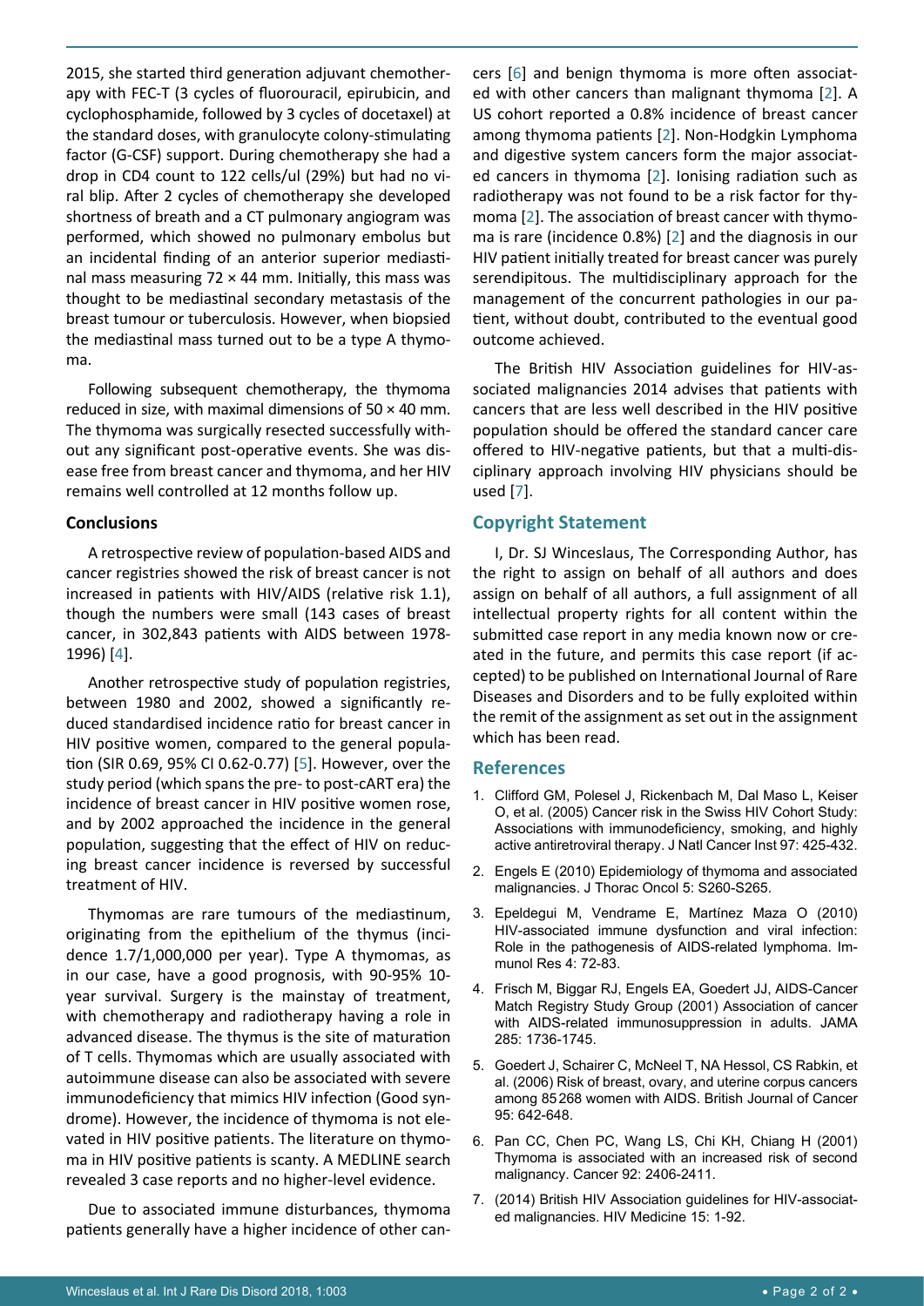2015, she started third generation adjuvant chemotherapy with FEC-T (3 cycles of fluorouracil, epirubicin, and cyclophosphamide, followed by 3 cycles of docetaxel) at the standard doses, with granulocyte colony-stimulating factor (G-CSF) support. During chemotherapy she had a drop in CD4 count to 122 cells/ul (29%) but had no viral blip. After 2 cycles of chemotherapy she developed shortness of breath and a CT pulmonary angiogram was performed, which showed no pulmonary embolus but an incidental finding of an anterior superior mediastinal mass measuring 72 × 44 mm. Initially, this mass was thought to be mediastinal secondary metastasis of the breast tumour or tuberculosis. However, when biopsied the mediastinal mass turned out to be a type A thymoma.

Following subsequent chemotherapy, the thymoma reduced in size, with maximal dimensions of 50 × 40 mm. The thymoma was surgically resected successfully without any significant post-operative events. She was disease free from breast cancer and thymoma, and her HIV remains well controlled at 12 months follow up.

## Conclusions

A retrospective review of population-based AIDS and cancer registries showed the risk of breast cancer is not increased in patients with HIV/AIDS (relative risk 1.1), though the numbers were small (143 cases of breast cancer, in 302,843 patients with AIDS between 1978-1996) [4].

Another retrospective study of population registries, between 1980 and 2002, showed a significantly reduced standardised incidence ratio for breast cancer in HIV positive women, compared to the general population (SIR 0.69, 95% CI 0.62-0.77) [5]. However, over the study period (which spans the pre- to post-cART era) the incidence of breast cancer in HIV positive women rose, and by 2002 approached the incidence in the general population, suggesting that the effect of HIV on reducing breast cancer incidence is reversed by successful treatment of HIV.

Thymomas are rare tumours of the mediastinum, originating from the epithelium of the thymus (incidence 1.7/1,000,000 per year). Type A thymomas, as in our case, have a good prognosis, with 90-95% 10-year survival. Surgery is the mainstay of treatment, with chemotherapy and radiotherapy having a role in advanced disease. The thymus is the site of maturation of T cells. Thymomas which are usually associated with autoimmune disease can also be associated with severe immunodeficiency that mimics HIV infection (Good syndrome). However, the incidence of thymoma is not elevated in HIV positive patients. The literature on thymoma in HIV positive patients is scanty. A MEDLINE search revealed 3 case reports and no higher-level evidence.

Due to associated immune disturbances, thymoma patients generally have a higher incidence of other cancers [6] and benign thymoma is more often associated with other cancers than malignant thymoma [2]. A US cohort reported a 0.8% incidence of breast cancer among thymoma patients [2]. Non-Hodgkin Lymphoma and digestive system cancers form the major associated cancers in thymoma [2]. Ionising radiation such as radiotherapy was not found to be a risk factor for thymoma [2]. The association of breast cancer with thymoma is rare (incidence 0.8%) [2] and the diagnosis in our HIV patient initially treated for breast cancer was purely serendipitous. The multidisciplinary approach for the management of the concurrent pathologies in our patient, without doubt, contributed to the eventual good outcome achieved.

The British HIV Association guidelines for HIV-associated malignancies 2014 advises that patients with cancers that are less well described in the HIV positive population should be offered the standard cancer care offered to HIV-negative patients, but that a multi-disciplinary approach involving HIV physicians should be used [7].

## Copyright Statement

I, Dr. SJ Winceslaus, The Corresponding Author, has the right to assign on behalf of all authors and does assign on behalf of all authors, a full assignment of all intellectual property rights for all content within the submitted case report in any media known now or created in the future, and permits this case report (if accepted) to be published on International Journal of Rare Diseases and Disorders and to be fully exploited within the remit of the assignment as set out in the assignment which has been read.

## References

1. Clifford GM, Polesel J, Rickenbach M, Dal Maso L, Keiser O, et al. (2005) Cancer risk in the Swiss HIV Cohort Study: Associations with immunodeficiency, smoking, and highly active antiretroviral therapy. J Natl Cancer Inst 97: 425-432.
2. Engels E (2010) Epidemiology of thymoma and associated malignancies. J Thorac Oncol 5: S260-S265.
3. Epeldegui M, Vendrame E, Martínez Maza O (2010) HIV-associated immune dysfunction and viral infection: Role in the pathogenesis of AIDS-related lymphoma. Immunol Res 4: 72-83.
4. Frisch M, Biggar RJ, Engels EA, Goedert JJ, AIDS-Cancer Match Registry Study Group (2001) Association of cancer with AIDS-related immunosuppression in adults. JAMA 285: 1736-1745.
5. Goedert J, Schairer C, McNeel T, NA Hessol, CS Rabkin, et al. (2006) Risk of breast, ovary, and uterine corpus cancers among 85268 women with AIDS. British Journal of Cancer 95: 642-648.
6. Pan CC, Chen PC, Wang LS, Chi KH, Chiang H (2001) Thymoma is associated with an increased risk of second malignancy. Cancer 92: 2406-2411.
7. (2014) British HIV Association guidelines for HIV-associated malignancies. HIV Medicine 15: 1-92.